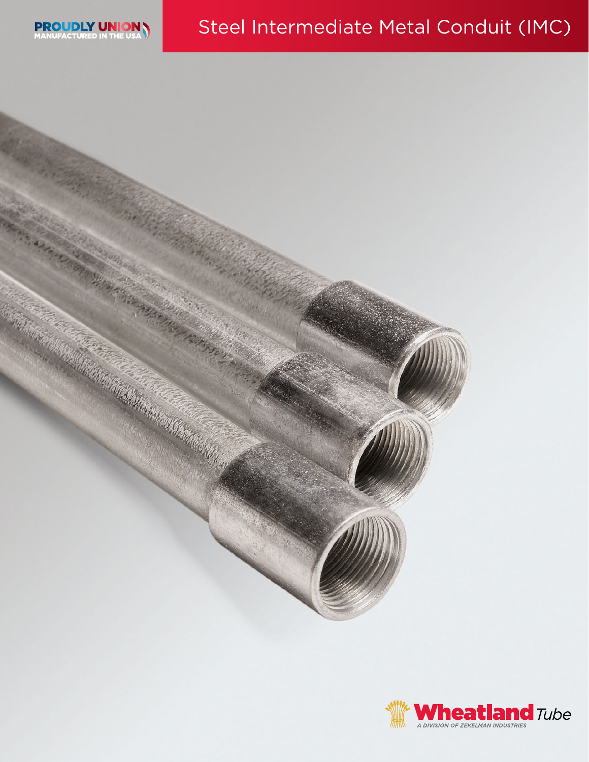PROUDLY UNION
MANUFACTURED IN THE USA

# Steel Intermediate Metal Conduit (IMC)

Wheatland *Tube*

*A DIVISION OF ZEKELMAN INDUSTRIES*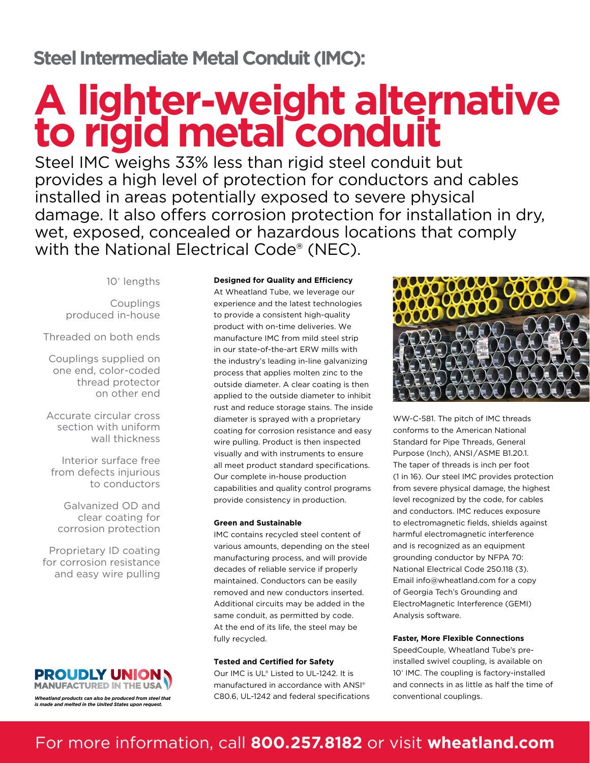## Steel Intermediate Metal Conduit (IMC):

# A lighter-weight alternative to rigid metal conduit

Steel IMC weighs 33% less than rigid steel conduit but provides a high level of protection for conductors and cables installed in areas potentially exposed to severe physical damage. It also offers corrosion protection for installation in dry, wet, exposed, concealed or hazardous locations that comply with the National Electrical Code® (NEC).

- 10' lengths
- Couplings produced in-house
- Threaded on both ends
- Couplings supplied on one end, color-coded thread protector on other end
- Accurate circular cross section with uniform wall thickness
- Interior surface free from defects injurious to conductors
- Galvanized OD and clear coating for corrosion protection
- Proprietary ID coating for corrosion resistance and easy wire pulling

**PROUDLY UNION**
**MANUFACTURED IN THE USA**

*Wheatland products can also be produced from steel that is made and melted in the United States upon request.*

**Designed for Quality and Efficiency**

At Wheatland Tube, we leverage our experience and the latest technologies to provide a consistent high-quality product with on-time deliveries. We manufacture IMC from mild steel strip in our state-of-the-art ERW mills with the industry's leading in-line galvanizing process that applies molten zinc to the outside diameter. A clear coating is then applied to the outside diameter to inhibit rust and reduce storage stains. The inside diameter is sprayed with a proprietary coating for corrosion resistance and easy wire pulling. Product is then inspected visually and with instruments to ensure all meet product standard specifications. Our complete in-house production capabilities and quality control programs provide consistency in production.

**Green and Sustainable**

IMC contains recycled steel content of various amounts, depending on the steel manufacturing process, and will provide decades of reliable service if properly maintained. Conductors can be easily removed and new conductors inserted. Additional circuits may be added in the same conduit, as permitted by code. At the end of its life, the steel may be fully recycled.

**Tested and Certified for Safety**

Our IMC is UL® Listed to UL-1242. It is manufactured in accordance with ANSI® C80.6, UL-1242 and federal specifications WW-C-581. The pitch of IMC threads conforms to the American National Standard for Pipe Threads, General Purpose (Inch), ANSI/ASME B1.20.1. The taper of threads is inch per foot (1 in 16). Our steel IMC provides protection from severe physical damage, the highest level recognized by the code, for cables and conductors. IMC reduces exposure to electromagnetic fields, shields against harmful electromagnetic interference and is recognized as an equipment grounding conductor by NFPA 70: National Electrical Code 250.118 (3). Email info@wheatland.com for a copy of Georgia Tech's Grounding and ElectroMagnetic Interference (GEMI) Analysis software.

**Faster, More Flexible Connections**

SpeedCouple, Wheatland Tube's pre-installed swivel coupling, is available on 10' IMC. The coupling is factory-installed and connects in as little as half the time of conventional couplings.

For more information, call **800.257.8182** or visit **wheatland.com**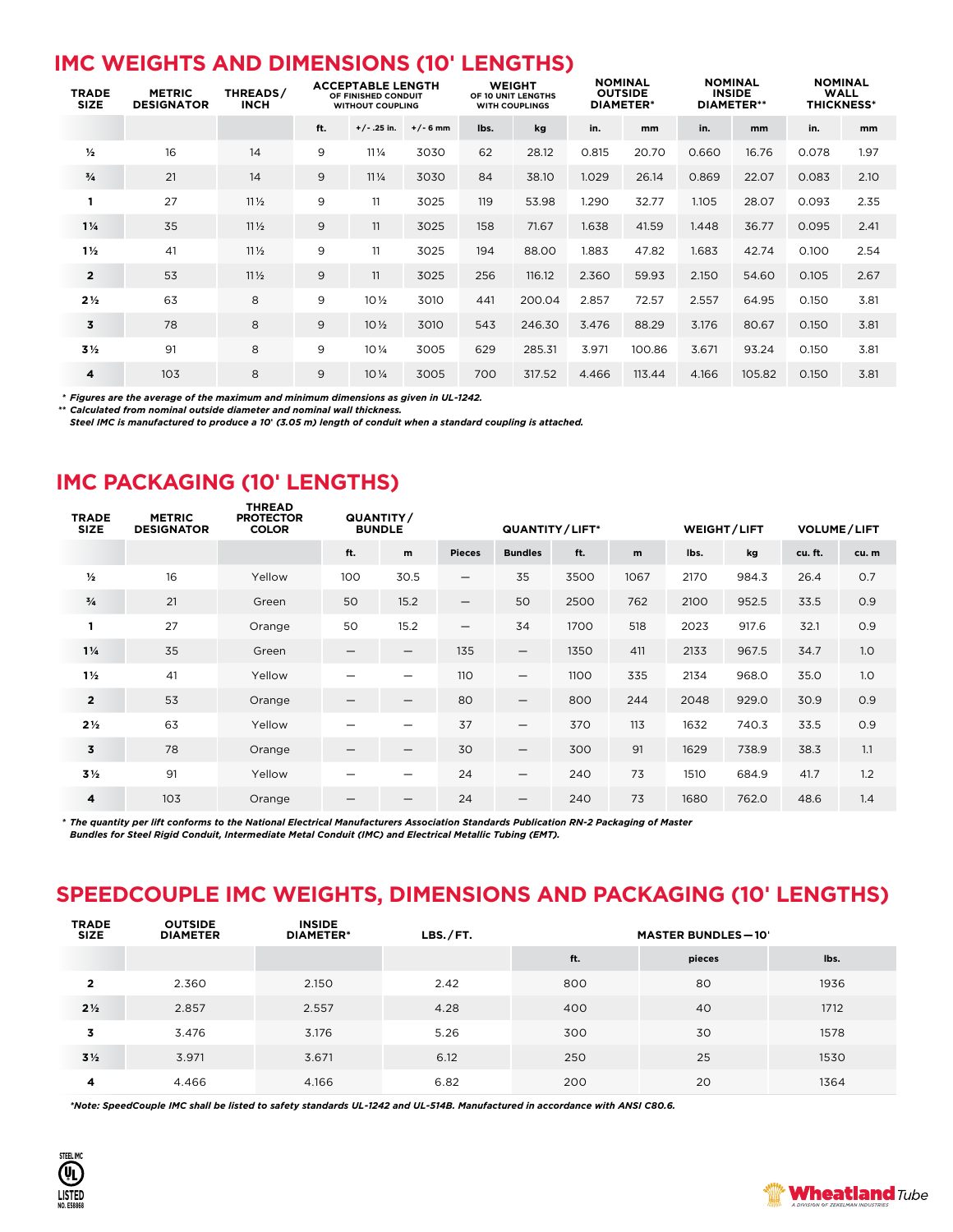## IMC WEIGHTS AND DIMENSIONS (10' LENGTHS)

| TRADE SIZE | METRIC DESIGNATOR | THREADS/ INCH | ACCEPTABLE LENGTH OF FINISHED CONDUIT WITHOUT COUPLING | | | WEIGHT OF 10 UNIT LENGTHS WITH COUPLINGS | | NOMINAL OUTSIDE DIAMETER* | | NOMINAL INSIDE DIAMETER** | | NOMINAL WALL THICKNESS* | |
|---|---|---|---|---|---|---|---|---|---|---|---|---|---|
| | | | ft. | +/- .25 in. | +/- 6 mm | lbs. | kg | in. | mm | in. | mm | in. | mm |
| ½ | 16 | 14 | 9 | 11¼ | 3030 | 62 | 28.12 | 0.815 | 20.70 | 0.660 | 16.76 | 0.078 | 1.97 |
| ¾ | 21 | 14 | 9 | 11¼ | 3030 | 84 | 38.10 | 1.029 | 26.14 | 0.869 | 22.07 | 0.083 | 2.10 |
| 1 | 27 | 11½ | 9 | 11 | 3025 | 119 | 53.98 | 1.290 | 32.77 | 1.105 | 28.07 | 0.093 | 2.35 |
| 1¼ | 35 | 11½ | 9 | 11 | 3025 | 158 | 71.67 | 1.638 | 41.59 | 1.448 | 36.77 | 0.095 | 2.41 |
| 1½ | 41 | 11½ | 9 | 11 | 3025 | 194 | 88.00 | 1.883 | 47.82 | 1.683 | 42.74 | 0.100 | 2.54 |
| 2 | 53 | 11½ | 9 | 11 | 3025 | 256 | 116.12 | 2.360 | 59.93 | 2.150 | 54.60 | 0.105 | 2.67 |
| 2½ | 63 | 8 | 9 | 10½ | 3010 | 441 | 200.04 | 2.857 | 72.57 | 2.557 | 64.95 | 0.150 | 3.81 |
| 3 | 78 | 8 | 9 | 10½ | 3010 | 543 | 246.30 | 3.476 | 88.29 | 3.176 | 80.67 | 0.150 | 3.81 |
| 3½ | 91 | 8 | 9 | 10¼ | 3005 | 629 | 285.31 | 3.971 | 100.86 | 3.671 | 93.24 | 0.150 | 3.81 |
| 4 | 103 | 8 | 9 | 10¼ | 3005 | 700 | 317.52 | 4.466 | 113.44 | 4.166 | 105.82 | 0.150 | 3.81 |

*\* Figures are the average of the maximum and minimum dimensions as given in UL-1242.*
*\*\* Calculated from nominal outside diameter and nominal wall thickness.*
*Steel IMC is manufactured to produce a 10' (3.05 m) length of conduit when a standard coupling is attached.*

## IMC PACKAGING (10' LENGTHS)

| TRADE SIZE | METRIC DESIGNATOR | THREAD PROTECTOR COLOR | QUANTITY/ BUNDLE | | QUANTITY/LIFT* | | | | WEIGHT/LIFT | | VOLUME/LIFT | |
|---|---|---|---|---|---|---|---|---|---|---|---|---|
| | | | ft. | m | Pieces | Bundles | ft. | m | lbs. | kg | cu. ft. | cu. m |
| ½ | 16 | Yellow | 100 | 30.5 | — | 35 | 3500 | 1067 | 2170 | 984.3 | 26.4 | 0.7 |
| ¾ | 21 | Green | 50 | 15.2 | — | 50 | 2500 | 762 | 2100 | 952.5 | 33.5 | 0.9 |
| 1 | 27 | Orange | 50 | 15.2 | — | 34 | 1700 | 518 | 2023 | 917.6 | 32.1 | 0.9 |
| 1¼ | 35 | Green | — | — | 135 | — | 1350 | 411 | 2133 | 967.5 | 34.7 | 1.0 |
| 1½ | 41 | Yellow | — | — | 110 | — | 1100 | 335 | 2134 | 968.0 | 35.0 | 1.0 |
| 2 | 53 | Orange | — | — | 80 | — | 800 | 244 | 2048 | 929.0 | 30.9 | 0.9 |
| 2½ | 63 | Yellow | — | — | 37 | — | 370 | 113 | 1632 | 740.3 | 33.5 | 0.9 |
| 3 | 78 | Orange | — | — | 30 | — | 300 | 91 | 1629 | 738.9 | 38.3 | 1.1 |
| 3½ | 91 | Yellow | — | — | 24 | — | 240 | 73 | 1510 | 684.9 | 41.7 | 1.2 |
| 4 | 103 | Orange | — | — | 24 | — | 240 | 73 | 1680 | 762.0 | 48.6 | 1.4 |

*\* The quantity per lift conforms to the National Electrical Manufacturers Association Standards Publication RN-2 Packaging of Master Bundles for Steel Rigid Conduit, Intermediate Metal Conduit (IMC) and Electrical Metallic Tubing (EMT).*

## SPEEDCOUPLE IMC WEIGHTS, DIMENSIONS AND PACKAGING (10' LENGTHS)

| TRADE SIZE | OUTSIDE DIAMETER | INSIDE DIAMETER* | LBS./FT. | MASTER BUNDLES—10' | | |
|---|---|---|---|---|---|---|
| | | | | ft. | pieces | lbs. |
| 2 | 2.360 | 2.150 | 2.42 | 800 | 80 | 1936 |
| 2½ | 2.857 | 2.557 | 4.28 | 400 | 40 | 1712 |
| 3 | 3.476 | 3.176 | 5.26 | 300 | 30 | 1578 |
| 3½ | 3.971 | 3.671 | 6.12 | 250 | 25 | 1530 |
| 4 | 4.466 | 4.166 | 6.82 | 200 | 20 | 1364 |

*\*Note: SpeedCouple IMC shall be listed to safety standards UL-1242 and UL-514B. Manufactured in accordance with ANSI C80.6.*

STEEL IMC UL LISTED NO. E58868

Wheatland Tube — A DIVISION OF ZEKELMAN INDUSTRIES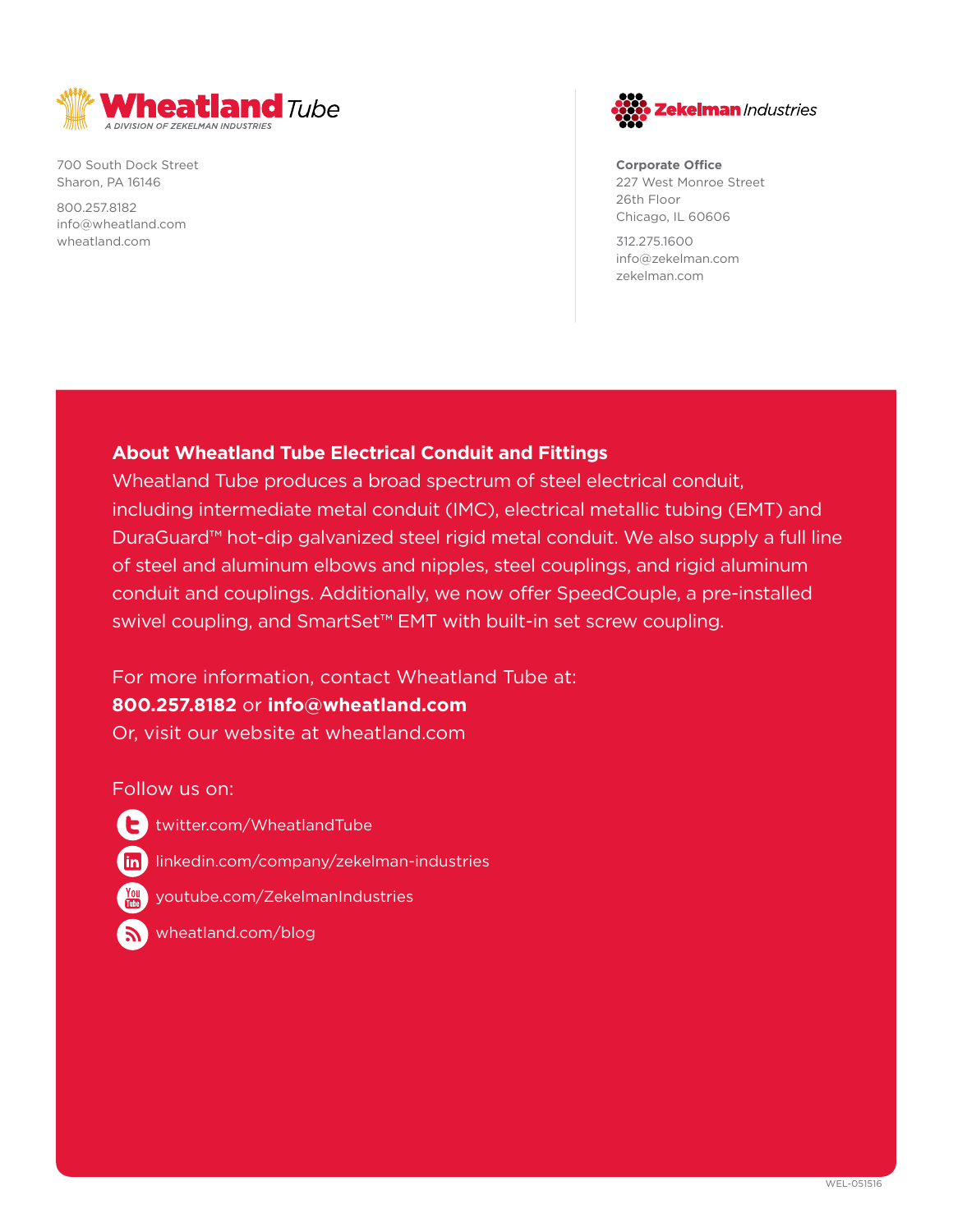Wheatland Tube
A DIVISION OF ZEKELMAN INDUSTRIES

700 South Dock Street
Sharon, PA 16146

800.257.8182
info@wheatland.com
wheatland.com

Zekelman Industries

**Corporate Office**
227 West Monroe Street
26th Floor
Chicago, IL 60606

312.275.1600
info@zekelman.com
zekelman.com

**About Wheatland Tube Electrical Conduit and Fittings**
Wheatland Tube produces a broad spectrum of steel electrical conduit, including intermediate metal conduit (IMC), electrical metallic tubing (EMT) and DuraGuard™ hot-dip galvanized steel rigid metal conduit. We also supply a full line of steel and aluminum elbows and nipples, steel couplings, and rigid aluminum conduit and couplings. Additionally, we now offer SpeedCouple, a pre-installed swivel coupling, and SmartSet™ EMT with built-in set screw coupling.

For more information, contact Wheatland Tube at:
**800.257.8182** or **info@wheatland.com**
Or, visit our website at wheatland.com

Follow us on:

- twitter.com/WheatlandTube
- linkedin.com/company/zekelman-industries
- youtube.com/ZekelmanIndustries
- wheatland.com/blog

WEL-051516